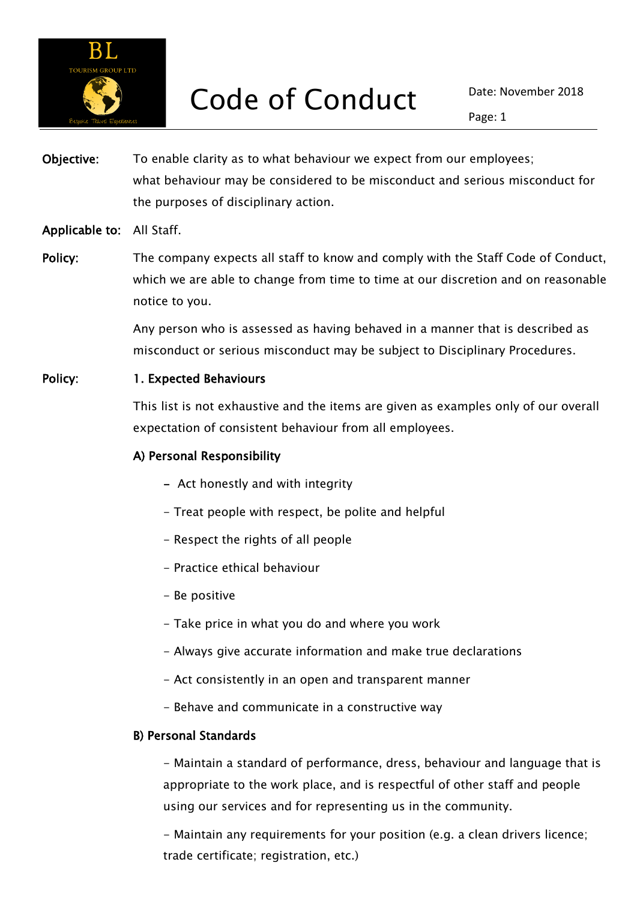# Code of Conduct

**Objective:** To enable clarity as to what behaviour we expect from our employees; what behaviour may be considered to be misconduct and serious misconduct for the purposes of disciplinary action.

**Applicable to:** All Staff.

**Policy:** The company expects all staff to know and comply with the Staff Code of Conduct, which we are able to change from time to time at our discretion and on reasonable notice to you.

Any person who is assessed as having behaved in a manner that is described as misconduct or serious misconduct may be subject to Disciplinary Procedures.

**Policy:**

## 1. Expected Behaviours

This list is not exhaustive and the items are given as examples only of our overall expectation of consistent behaviour from all employees.

### A) Personal Responsibility

- Act honestly and with integrity
- Treat people with respect, be polite and helpful
- Respect the rights of all people
- Practice ethical behaviour
- Be positive
- Take price in what you do and where you work
- Always give accurate information and make true declarations
- Act consistently in an open and transparent manner
- Behave and communicate in a constructive way

### B) Personal Standards

- Maintain a standard of performance, dress, behaviour and language that is appropriate to the work place, and is respectful of other staff and people using our services and for representing us in the community.
- Maintain any requirements for your position (e.g. a clean drivers licence; trade certificate; registration, etc.)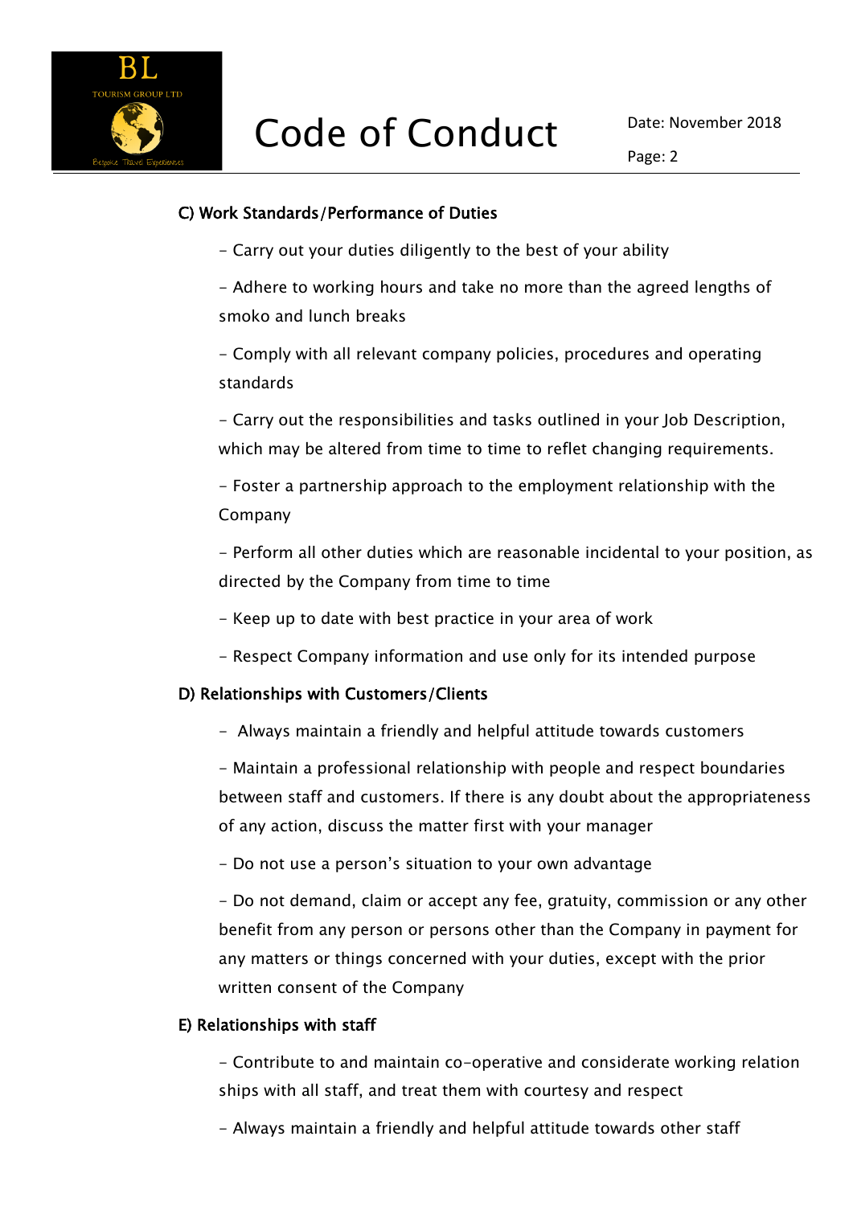### C) Work Standards/Performance of Duties

- Carry out your duties diligently to the best of your ability
- Adhere to working hours and take no more than the agreed lengths of smoko and lunch breaks
- Comply with all relevant company policies, procedures and operating standards
- Carry out the responsibilities and tasks outlined in your Job Description, which may be altered from time to time to reflet changing requirements.
- Foster a partnership approach to the employment relationship with the Company
- Perform all other duties which are reasonable incidental to your position, as directed by the Company from time to time
- Keep up to date with best practice in your area of work
- Respect Company information and use only for its intended purpose

### D) Relationships with Customers/Clients

- Always maintain a friendly and helpful attitude towards customers
- Maintain a professional relationship with people and respect boundaries between staff and customers. If there is any doubt about the appropriateness of any action, discuss the matter first with your manager
- Do not use a person's situation to your own advantage
- Do not demand, claim or accept any fee, gratuity, commission or any other benefit from any person or persons other than the Company in payment for any matters or things concerned with your duties, except with the prior written consent of the Company

### E) Relationships with staff

- Contribute to and maintain co-operative and considerate working relation ships with all staff, and treat them with courtesy and respect
- Always maintain a friendly and helpful attitude towards other staff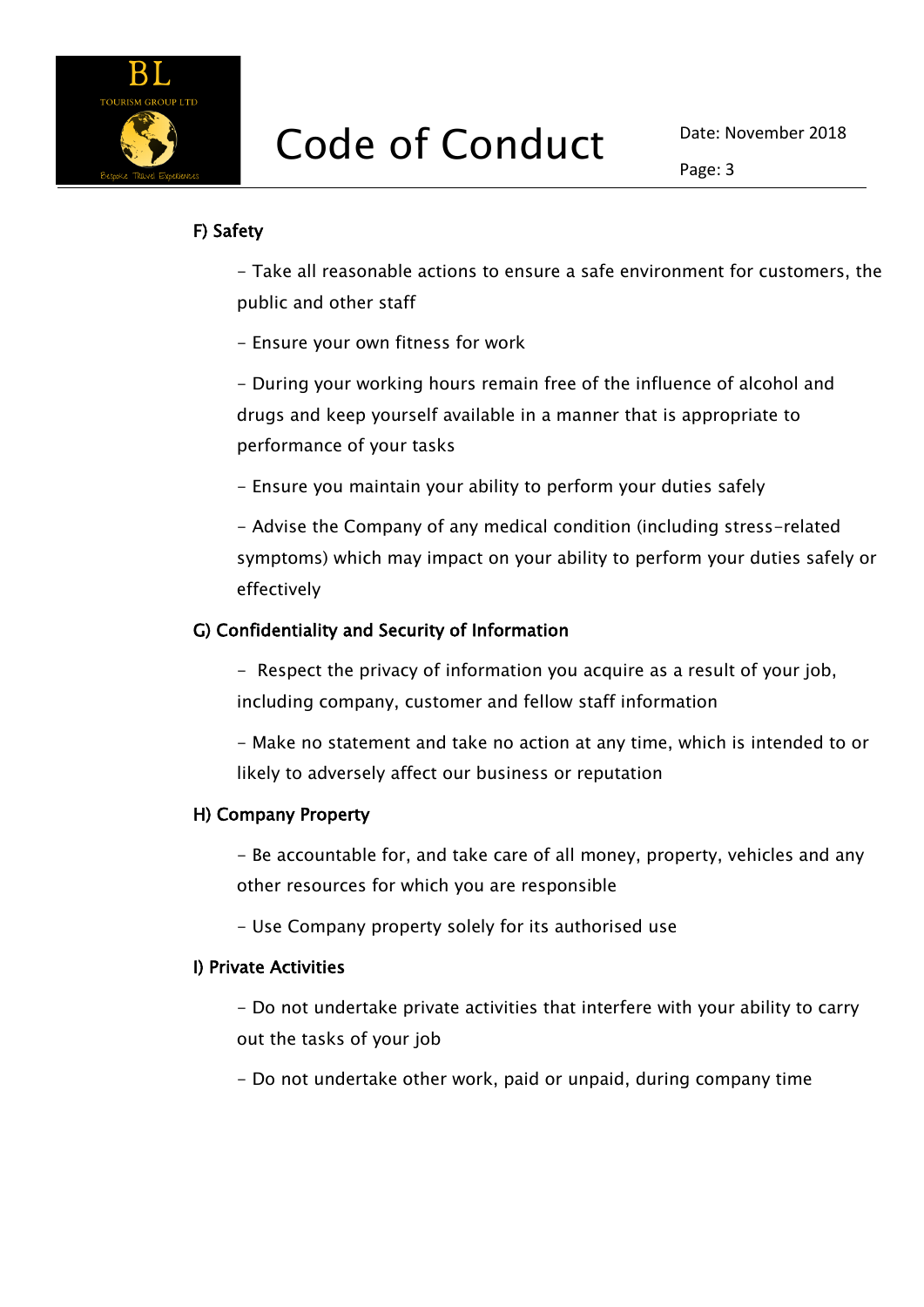## F) Safety

- Take all reasonable actions to ensure a safe environment for customers, the public and other staff
- Ensure your own fitness for work
- During your working hours remain free of the influence of alcohol and drugs and keep yourself available in a manner that is appropriate to performance of your tasks
- Ensure you maintain your ability to perform your duties safely
- Advise the Company of any medical condition (including stress-related symptoms) which may impact on your ability to perform your duties safely or effectively

## G) Confidentiality and Security of Information

- Respect the privacy of information you acquire as a result of your job, including company, customer and fellow staff information
- Make no statement and take no action at any time, which is intended to or likely to adversely affect our business or reputation

## H) Company Property

- Be accountable for, and take care of all money, property, vehicles and any other resources for which you are responsible
- Use Company property solely for its authorised use

## I) Private Activities

- Do not undertake private activities that interfere with your ability to carry out the tasks of your job
- Do not undertake other work, paid or unpaid, during company time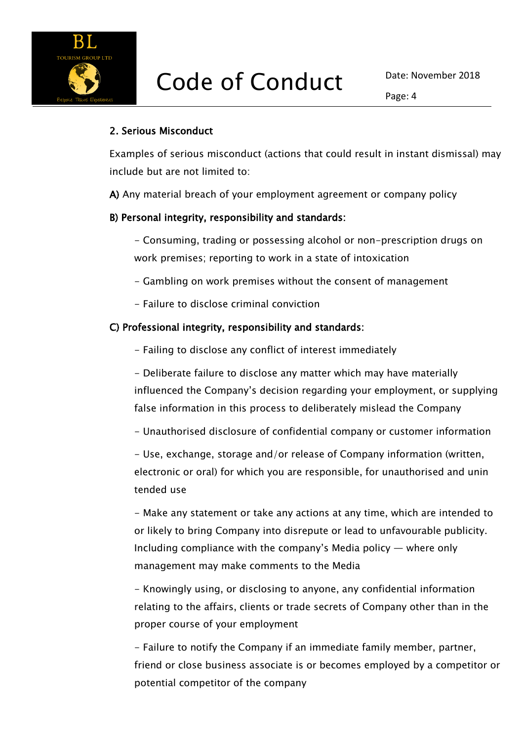## 2. Serious Misconduct

Examples of serious misconduct (actions that could result in instant dismissal) may include but are not limited to:

**A)** Any material breach of your employment agreement or company policy

**B) Personal integrity, responsibility and standards:**

- Consuming, trading or possessing alcohol or non-prescription drugs on work premises; reporting to work in a state of intoxication
- Gambling on work premises without the consent of management
- Failure to disclose criminal conviction

**C) Professional integrity, responsibility and standards:**

- Failing to disclose any conflict of interest immediately
- Deliberate failure to disclose any matter which may have materially influenced the Company's decision regarding your employment, or supplying false information in this process to deliberately mislead the Company
- Unauthorised disclosure of confidential company or customer information
- Use, exchange, storage and/or release of Company information (written, electronic or oral) for which you are responsible, for unauthorised and unin tended use
- Make any statement or take any actions at any time, which are intended to or likely to bring Company into disrepute or lead to unfavourable publicity. Including compliance with the company's Media policy — where only management may make comments to the Media
- Knowingly using, or disclosing to anyone, any confidential information relating to the affairs, clients or trade secrets of Company other than in the proper course of your employment
- Failure to notify the Company if an immediate family member, partner, friend or close business associate is or becomes employed by a competitor or potential competitor of the company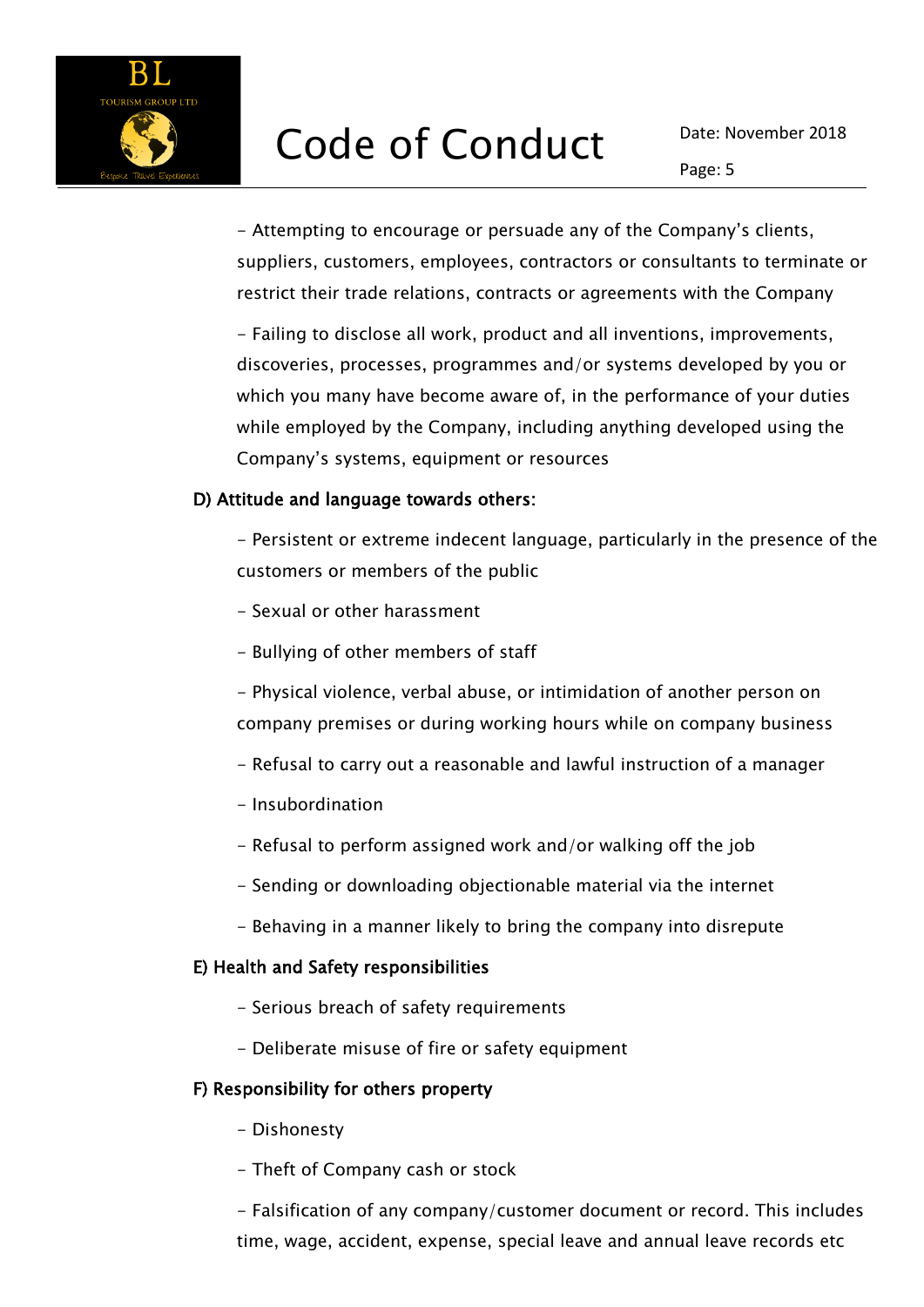- Attempting to encourage or persuade any of the Company's clients, suppliers, customers, employees, contractors or consultants to terminate or restrict their trade relations, contracts or agreements with the Company

- Failing to disclose all work, product and all inventions, improvements, discoveries, processes, programmes and/or systems developed by you or which you many have become aware of, in the performance of your duties while employed by the Company, including anything developed using the Company's systems, equipment or resources

**D) Attitude and language towards others:**

- Persistent or extreme indecent language, particularly in the presence of the customers or members of the public
- Sexual or other harassment
- Bullying of other members of staff
- Physical violence, verbal abuse, or intimidation of another person on company premises or during working hours while on company business
- Refusal to carry out a reasonable and lawful instruction of a manager
- Insubordination
- Refusal to perform assigned work and/or walking off the job
- Sending or downloading objectionable material via the internet
- Behaving in a manner likely to bring the company into disrepute

**E) Health and Safety responsibilities**

- Serious breach of safety requirements
- Deliberate misuse of fire or safety equipment

**F) Responsibility for others property**

- Dishonesty
- Theft of Company cash or stock
- Falsification of any company/customer document or record. This includes time, wage, accident, expense, special leave and annual leave records etc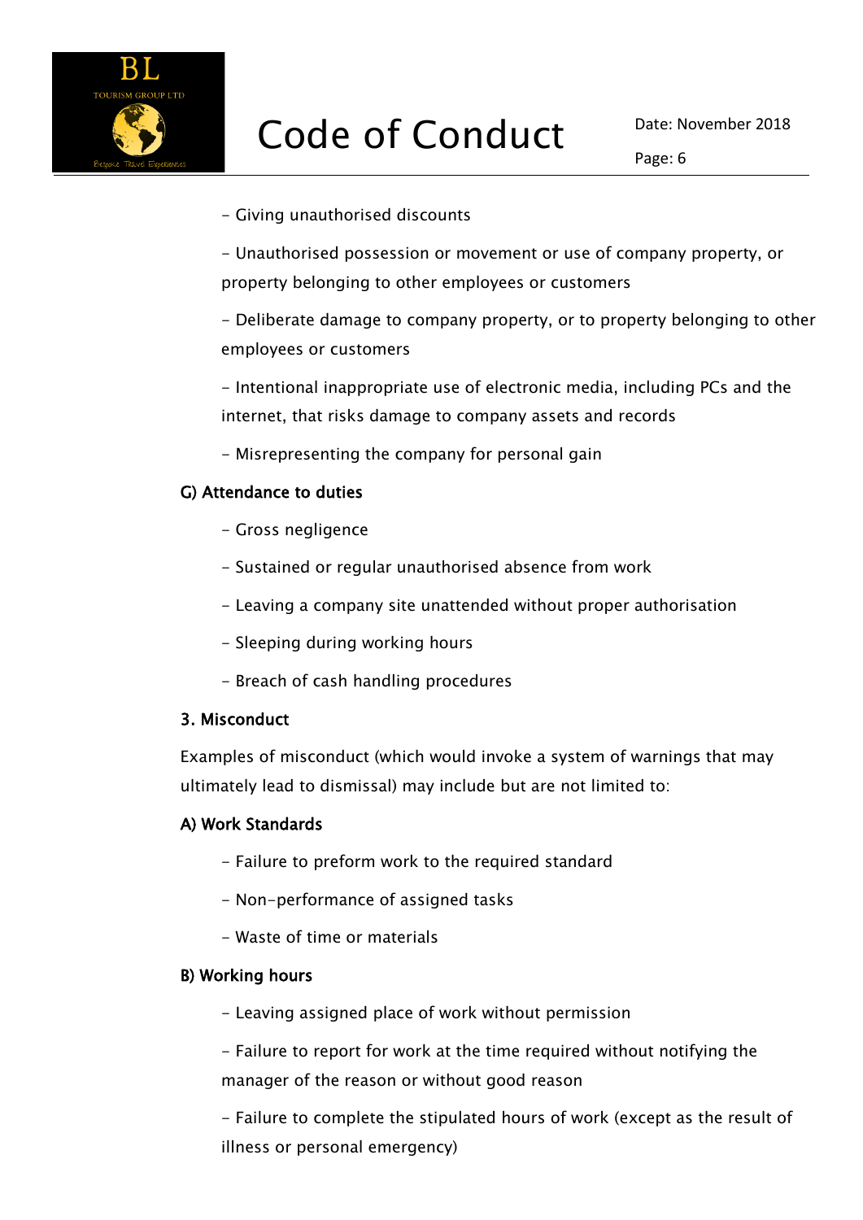- Giving unauthorised discounts

- Unauthorised possession or movement or use of company property, or property belonging to other employees or customers

- Deliberate damage to company property, or to property belonging to other employees or customers

- Intentional inappropriate use of electronic media, including PCs and the internet, that risks damage to company assets and records

- Misrepresenting the company for personal gain

**G) Attendance to duties**

- Gross negligence

- Sustained or regular unauthorised absence from work

- Leaving a company site unattended without proper authorisation

- Sleeping during working hours

- Breach of cash handling procedures

**3. Misconduct**

Examples of misconduct (which would invoke a system of warnings that may ultimately lead to dismissal) may include but are not limited to:

**A) Work Standards**

- Failure to preform work to the required standard

- Non-performance of assigned tasks

- Waste of time or materials

**B) Working hours**

- Leaving assigned place of work without permission

- Failure to report for work at the time required without notifying the manager of the reason or without good reason

- Failure to complete the stipulated hours of work (except as the result of illness or personal emergency)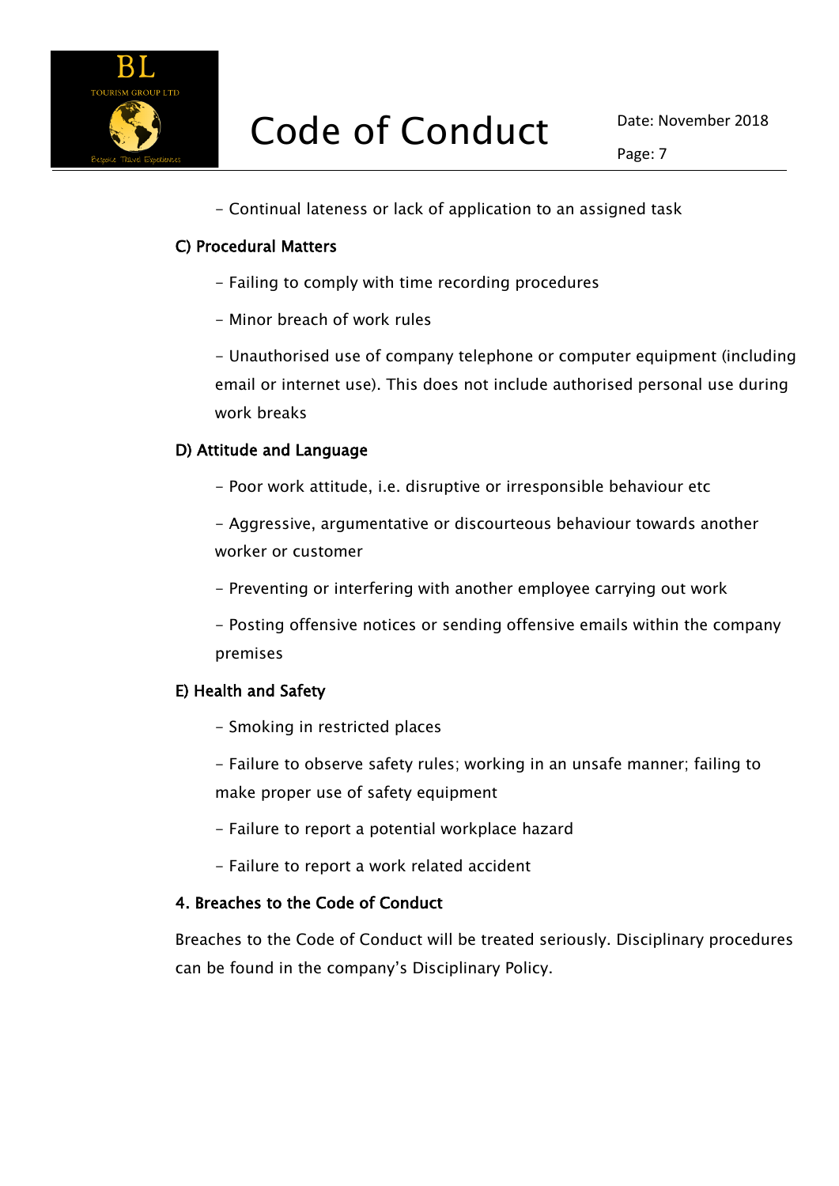- Continual lateness or lack of application to an assigned task

### C) Procedural Matters

- Failing to comply with time recording procedures
- Minor breach of work rules
- Unauthorised use of company telephone or computer equipment (including email or internet use). This does not include authorised personal use during work breaks

### D) Attitude and Language

- Poor work attitude, i.e. disruptive or irresponsible behaviour etc
- Aggressive, argumentative or discourteous behaviour towards another worker or customer
- Preventing or interfering with another employee carrying out work
- Posting offensive notices or sending offensive emails within the company premises

### E) Health and Safety

- Smoking in restricted places
- Failure to observe safety rules; working in an unsafe manner; failing to make proper use of safety equipment
- Failure to report a potential workplace hazard
- Failure to report a work related accident

## 4. Breaches to the Code of Conduct

Breaches to the Code of Conduct will be treated seriously. Disciplinary procedures can be found in the company's Disciplinary Policy.